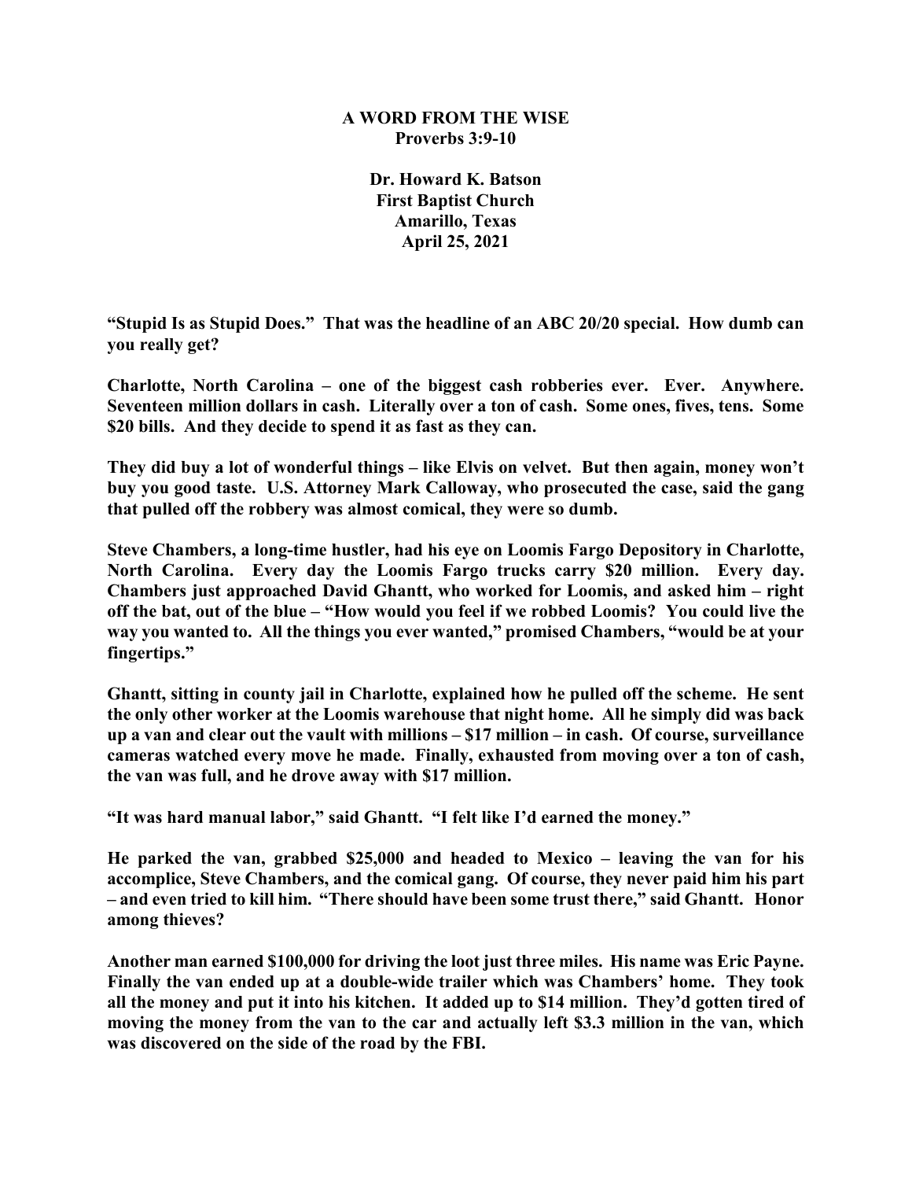# A WORD FROM THE WISE
## Proverbs 3:9-10

**Dr. Howard K. Batson**
**First Baptist Church**
**Amarillo, Texas**
**April 25, 2021**

**"Stupid Is as Stupid Does." That was the headline of an ABC 20/20 special. How dumb can you really get?**

**Charlotte, North Carolina – one of the biggest cash robberies ever. Ever. Anywhere. Seventeen million dollars in cash. Literally over a ton of cash. Some ones, fives, tens. Some $20 bills. And they decide to spend it as fast as they can.**

**They did buy a lot of wonderful things – like Elvis on velvet. But then again, money won't buy you good taste. U.S. Attorney Mark Calloway, who prosecuted the case, said the gang that pulled off the robbery was almost comical, they were so dumb.**

**Steve Chambers, a long-time hustler, had his eye on Loomis Fargo Depository in Charlotte, North Carolina. Every day the Loomis Fargo trucks carry $20 million. Every day. Chambers just approached David Ghantt, who worked for Loomis, and asked him – right off the bat, out of the blue – "How would you feel if we robbed Loomis? You could live the way you wanted to. All the things you ever wanted," promised Chambers, "would be at your fingertips."**

**Ghantt, sitting in county jail in Charlotte, explained how he pulled off the scheme. He sent the only other worker at the Loomis warehouse that night home. All he simply did was back up a van and clear out the vault with millions – $17 million – in cash. Of course, surveillance cameras watched every move he made. Finally, exhausted from moving over a ton of cash, the van was full, and he drove away with $17 million.**

**"It was hard manual labor," said Ghantt. "I felt like I'd earned the money."**

**He parked the van, grabbed $25,000 and headed to Mexico – leaving the van for his accomplice, Steve Chambers, and the comical gang. Of course, they never paid him his part – and even tried to kill him. "There should have been some trust there," said Ghantt. Honor among thieves?**

**Another man earned $100,000 for driving the loot just three miles. His name was Eric Payne. Finally the van ended up at a double-wide trailer which was Chambers' home. They took all the money and put it into his kitchen. It added up to $14 million. They'd gotten tired of moving the money from the van to the car and actually left $3.3 million in the van, which was discovered on the side of the road by the FBI.**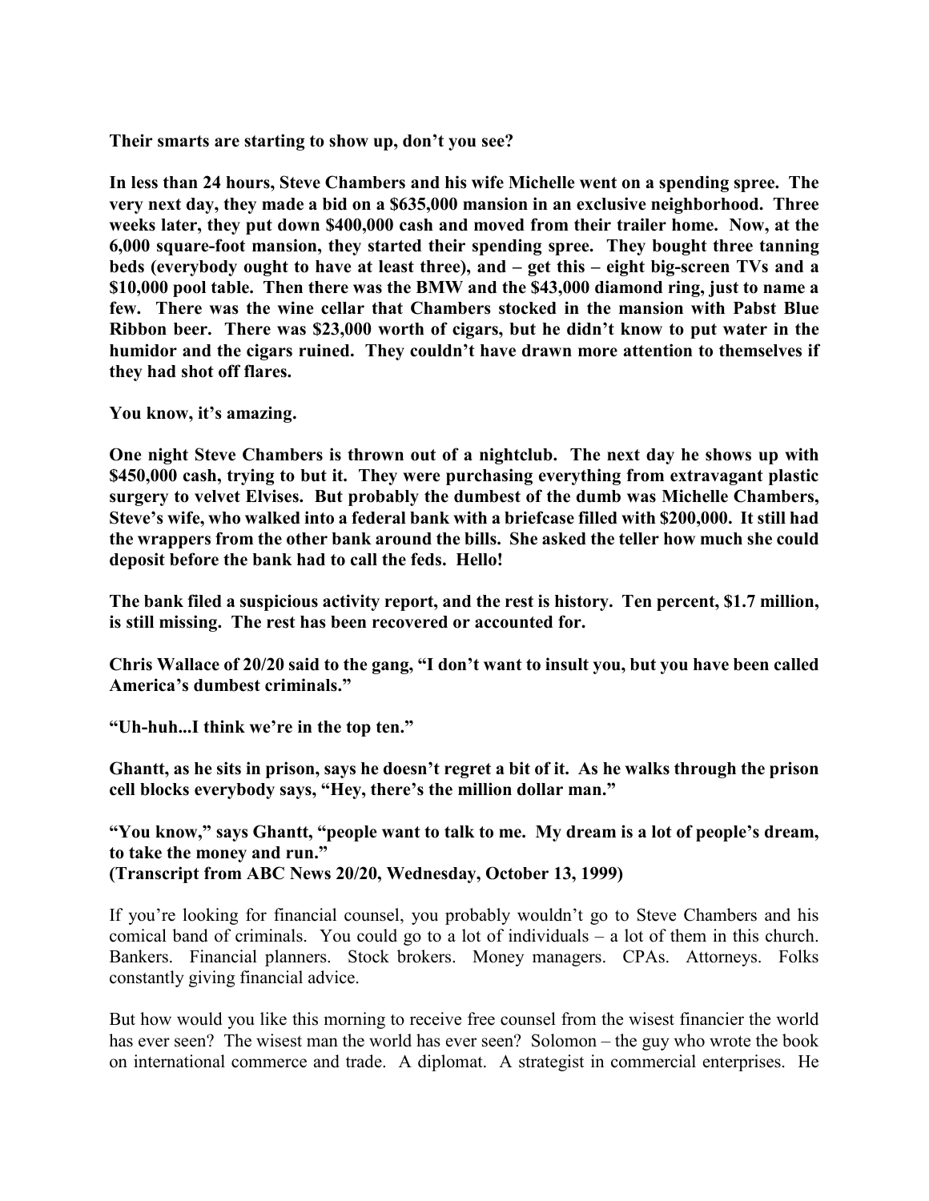**Their smarts are starting to show up, don't you see?**

**In less than 24 hours, Steve Chambers and his wife Michelle went on a spending spree. The very next day, they made a bid on a $635,000 mansion in an exclusive neighborhood. Three weeks later, they put down $400,000 cash and moved from their trailer home. Now, at the 6,000 square-foot mansion, they started their spending spree. They bought three tanning beds (everybody ought to have at least three), and – get this – eight big-screen TVs and a $10,000 pool table. Then there was the BMW and the $43,000 diamond ring, just to name a few. There was the wine cellar that Chambers stocked in the mansion with Pabst Blue Ribbon beer. There was $23,000 worth of cigars, but he didn't know to put water in the humidor and the cigars ruined. They couldn't have drawn more attention to themselves if they had shot off flares.**

**You know, it's amazing.**

**One night Steve Chambers is thrown out of a nightclub. The next day he shows up with $450,000 cash, trying to but it. They were purchasing everything from extravagant plastic surgery to velvet Elvises. But probably the dumbest of the dumb was Michelle Chambers, Steve's wife, who walked into a federal bank with a briefcase filled with $200,000. It still had the wrappers from the other bank around the bills. She asked the teller how much she could deposit before the bank had to call the feds. Hello!**

**The bank filed a suspicious activity report, and the rest is history. Ten percent, $1.7 million, is still missing. The rest has been recovered or accounted for.**

**Chris Wallace of 20/20 said to the gang, "I don't want to insult you, but you have been called America's dumbest criminals."**

**"Uh-huh...I think we're in the top ten."**

**Ghantt, as he sits in prison, says he doesn't regret a bit of it. As he walks through the prison cell blocks everybody says, "Hey, there's the million dollar man."**

**"You know," says Ghantt, "people want to talk to me. My dream is a lot of people's dream, to take the money and run."**
**(Transcript from ABC News 20/20, Wednesday, October 13, 1999)**

If you're looking for financial counsel, you probably wouldn't go to Steve Chambers and his comical band of criminals. You could go to a lot of individuals – a lot of them in this church. Bankers. Financial planners. Stock brokers. Money managers. CPAs. Attorneys. Folks constantly giving financial advice.

But how would you like this morning to receive free counsel from the wisest financier the world has ever seen? The wisest man the world has ever seen? Solomon – the guy who wrote the book on international commerce and trade. A diplomat. A strategist in commercial enterprises. He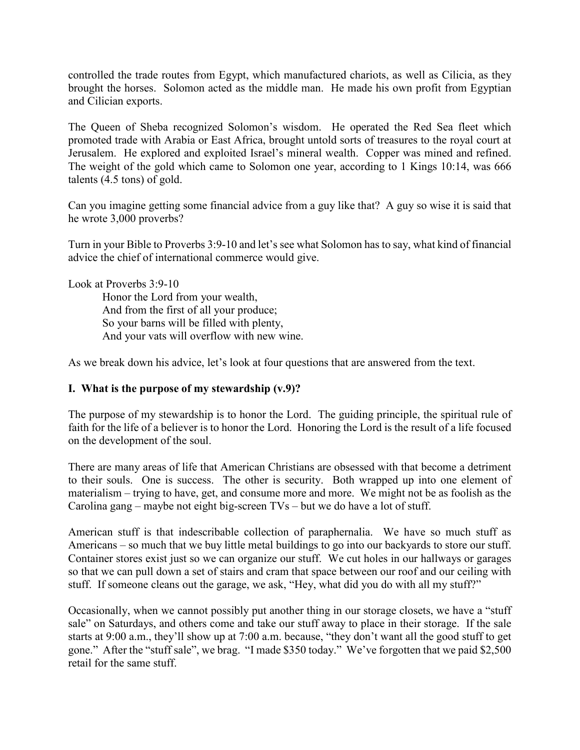controlled the trade routes from Egypt, which manufactured chariots, as well as Cilicia, as they brought the horses. Solomon acted as the middle man. He made his own profit from Egyptian and Cilician exports.

The Queen of Sheba recognized Solomon's wisdom. He operated the Red Sea fleet which promoted trade with Arabia or East Africa, brought untold sorts of treasures to the royal court at Jerusalem. He explored and exploited Israel's mineral wealth. Copper was mined and refined. The weight of the gold which came to Solomon one year, according to 1 Kings 10:14, was 666 talents (4.5 tons) of gold.

Can you imagine getting some financial advice from a guy like that? A guy so wise it is said that he wrote 3,000 proverbs?

Turn in your Bible to Proverbs 3:9-10 and let's see what Solomon has to say, what kind of financial advice the chief of international commerce would give.

Look at Proverbs 3:9-10

> Honor the Lord from your wealth,
> And from the first of all your produce;
> So your barns will be filled with plenty,
> And your vats will overflow with new wine.

As we break down his advice, let's look at four questions that are answered from the text.

**I. What is the purpose of my stewardship (v.9)?**

The purpose of my stewardship is to honor the Lord. The guiding principle, the spiritual rule of faith for the life of a believer is to honor the Lord. Honoring the Lord is the result of a life focused on the development of the soul.

There are many areas of life that American Christians are obsessed with that become a detriment to their souls. One is success. The other is security. Both wrapped up into one element of materialism – trying to have, get, and consume more and more. We might not be as foolish as the Carolina gang – maybe not eight big-screen TVs – but we do have a lot of stuff.

American stuff is that indescribable collection of paraphernalia. We have so much stuff as Americans – so much that we buy little metal buildings to go into our backyards to store our stuff. Container stores exist just so we can organize our stuff. We cut holes in our hallways or garages so that we can pull down a set of stairs and cram that space between our roof and our ceiling with stuff. If someone cleans out the garage, we ask, "Hey, what did you do with all my stuff?"

Occasionally, when we cannot possibly put another thing in our storage closets, we have a "stuff sale" on Saturdays, and others come and take our stuff away to place in their storage. If the sale starts at 9:00 a.m., they'll show up at 7:00 a.m. because, "they don't want all the good stuff to get gone." After the "stuff sale", we brag. "I made $350 today." We've forgotten that we paid $2,500 retail for the same stuff.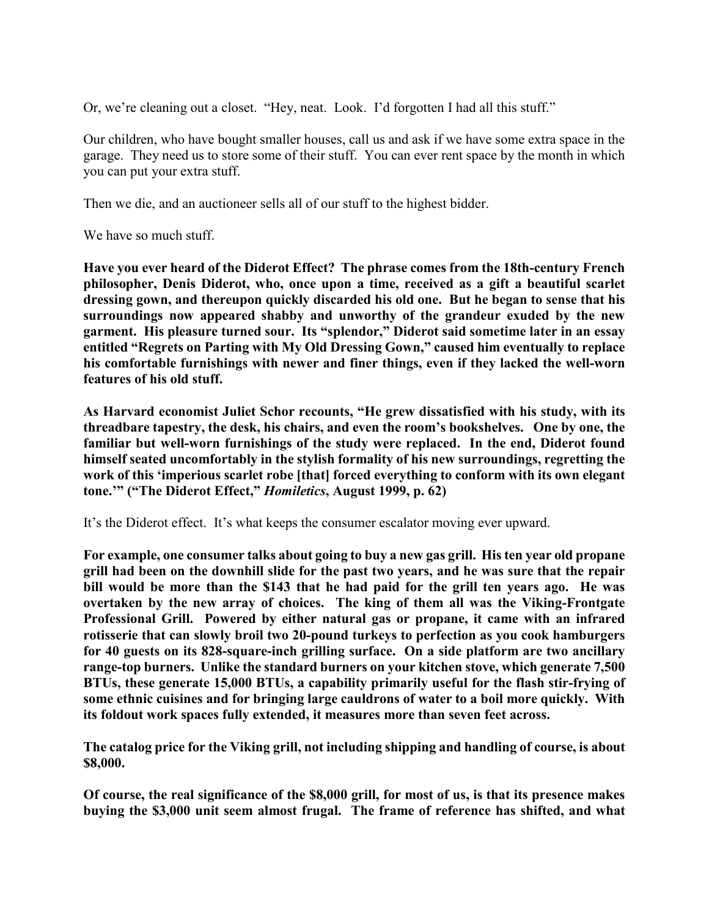Or, we're cleaning out a closet. "Hey, neat. Look. I'd forgotten I had all this stuff."

Our children, who have bought smaller houses, call us and ask if we have some extra space in the garage. They need us to store some of their stuff. You can ever rent space by the month in which you can put your extra stuff.

Then we die, and an auctioneer sells all of our stuff to the highest bidder.

We have so much stuff.

**Have you ever heard of the Diderot Effect? The phrase comes from the 18th-century French philosopher, Denis Diderot, who, once upon a time, received as a gift a beautiful scarlet dressing gown, and thereupon quickly discarded his old one. But he began to sense that his surroundings now appeared shabby and unworthy of the grandeur exuded by the new garment. His pleasure turned sour. Its "splendor," Diderot said sometime later in an essay entitled "Regrets on Parting with My Old Dressing Gown," caused him eventually to replace his comfortable furnishings with newer and finer things, even if they lacked the well-worn features of his old stuff.**

**As Harvard economist Juliet Schor recounts, "He grew dissatisfied with his study, with its threadbare tapestry, the desk, his chairs, and even the room's bookshelves. One by one, the familiar but well-worn furnishings of the study were replaced. In the end, Diderot found himself seated uncomfortably in the stylish formality of his new surroundings, regretting the work of this 'imperious scarlet robe [that] forced everything to conform with its own elegant tone.'" ("The Diderot Effect," *Homiletics*, August 1999, p. 62)**

It's the Diderot effect. It's what keeps the consumer escalator moving ever upward.

**For example, one consumer talks about going to buy a new gas grill. His ten year old propane grill had been on the downhill slide for the past two years, and he was sure that the repair bill would be more than the $143 that he had paid for the grill ten years ago. He was overtaken by the new array of choices. The king of them all was the Viking-Frontgate Professional Grill. Powered by either natural gas or propane, it came with an infrared rotisserie that can slowly broil two 20-pound turkeys to perfection as you cook hamburgers for 40 guests on its 828-square-inch grilling surface. On a side platform are two ancillary range-top burners. Unlike the standard burners on your kitchen stove, which generate 7,500 BTUs, these generate 15,000 BTUs, a capability primarily useful for the flash stir-frying of some ethnic cuisines and for bringing large cauldrons of water to a boil more quickly. With its foldout work spaces fully extended, it measures more than seven feet across.**

**The catalog price for the Viking grill, not including shipping and handling of course, is about $8,000.**

**Of course, the real significance of the $8,000 grill, for most of us, is that its presence makes buying the $3,000 unit seem almost frugal. The frame of reference has shifted, and what**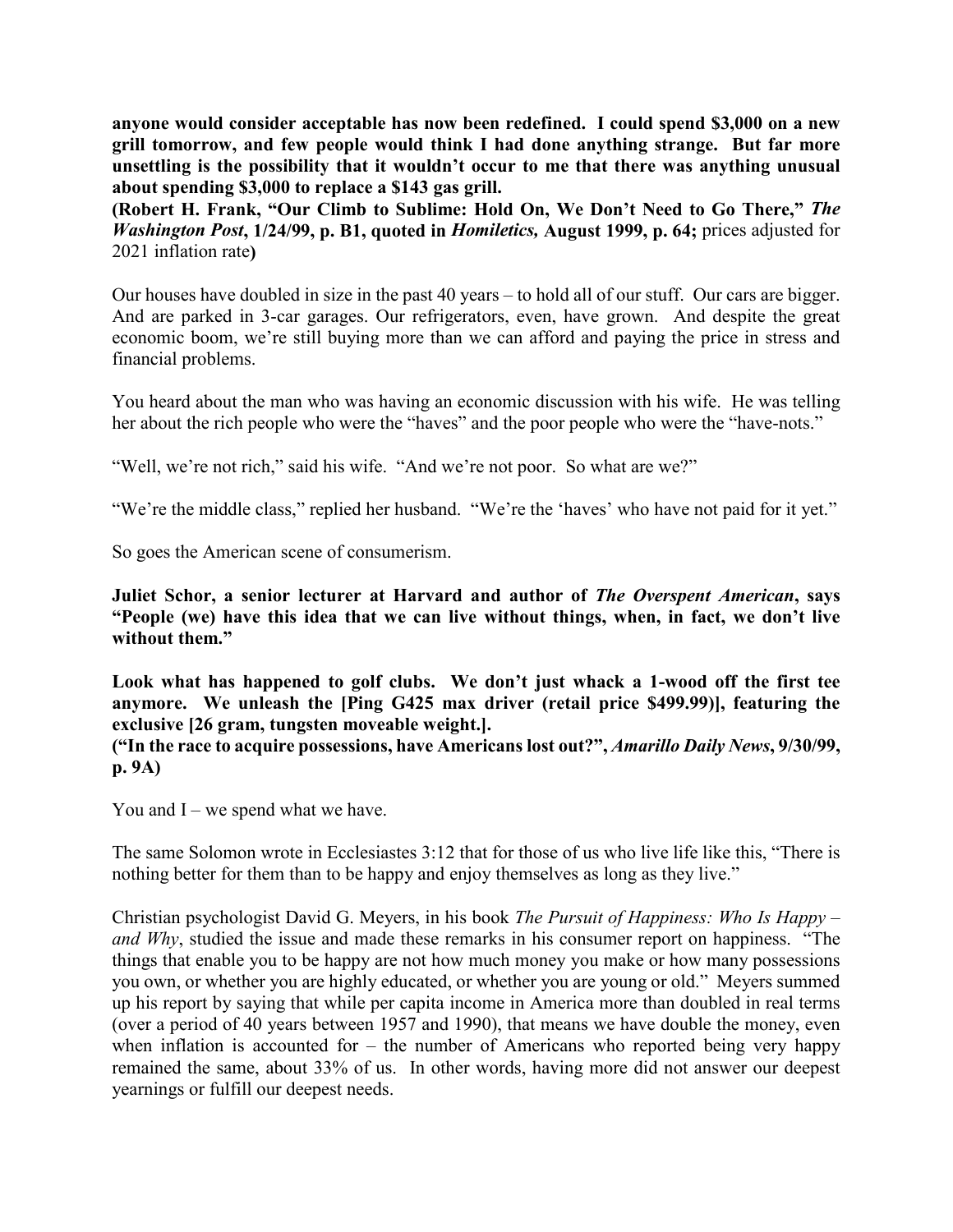**anyone would consider acceptable has now been redefined. I could spend $3,000 on a new grill tomorrow, and few people would think I had done anything strange. But far more unsettling is the possibility that it wouldn't occur to me that there was anything unusual about spending $3,000 to replace a $143 gas grill.**
**(Robert H. Frank, "Our Climb to Sublime: Hold On, We Don't Need to Go There,"** ***The Washington Post*****, 1/24/99, p. B1, quoted in** ***Homiletics,*** **August 1999, p. 64;** prices adjusted for 2021 inflation rate**)**

Our houses have doubled in size in the past 40 years – to hold all of our stuff. Our cars are bigger. And are parked in 3-car garages. Our refrigerators, even, have grown. And despite the great economic boom, we're still buying more than we can afford and paying the price in stress and financial problems.

You heard about the man who was having an economic discussion with his wife. He was telling her about the rich people who were the "haves" and the poor people who were the "have-nots."

"Well, we're not rich," said his wife. "And we're not poor. So what are we?"

"We're the middle class," replied her husband. "We're the 'haves' who have not paid for it yet."

So goes the American scene of consumerism.

**Juliet Schor, a senior lecturer at Harvard and author of** ***The Overspent American*****, says "People (we) have this idea that we can live without things, when, in fact, we don't live without them."**

**Look what has happened to golf clubs. We don't just whack a 1-wood off the first tee anymore. We unleash the [Ping G425 max driver (retail price $499.99)], featuring the exclusive [26 gram, tungsten moveable weight.].**
**("In the race to acquire possessions, have Americans lost out?",** ***Amarillo Daily News*****, 9/30/99, p. 9A)**

You and I – we spend what we have.

The same Solomon wrote in Ecclesiastes 3:12 that for those of us who live life like this, "There is nothing better for them than to be happy and enjoy themselves as long as they live."

Christian psychologist David G. Meyers, in his book *The Pursuit of Happiness: Who Is Happy – and Why*, studied the issue and made these remarks in his consumer report on happiness. "The things that enable you to be happy are not how much money you make or how many possessions you own, or whether you are highly educated, or whether you are young or old." Meyers summed up his report by saying that while per capita income in America more than doubled in real terms (over a period of 40 years between 1957 and 1990), that means we have double the money, even when inflation is accounted for – the number of Americans who reported being very happy remained the same, about 33% of us. In other words, having more did not answer our deepest yearnings or fulfill our deepest needs.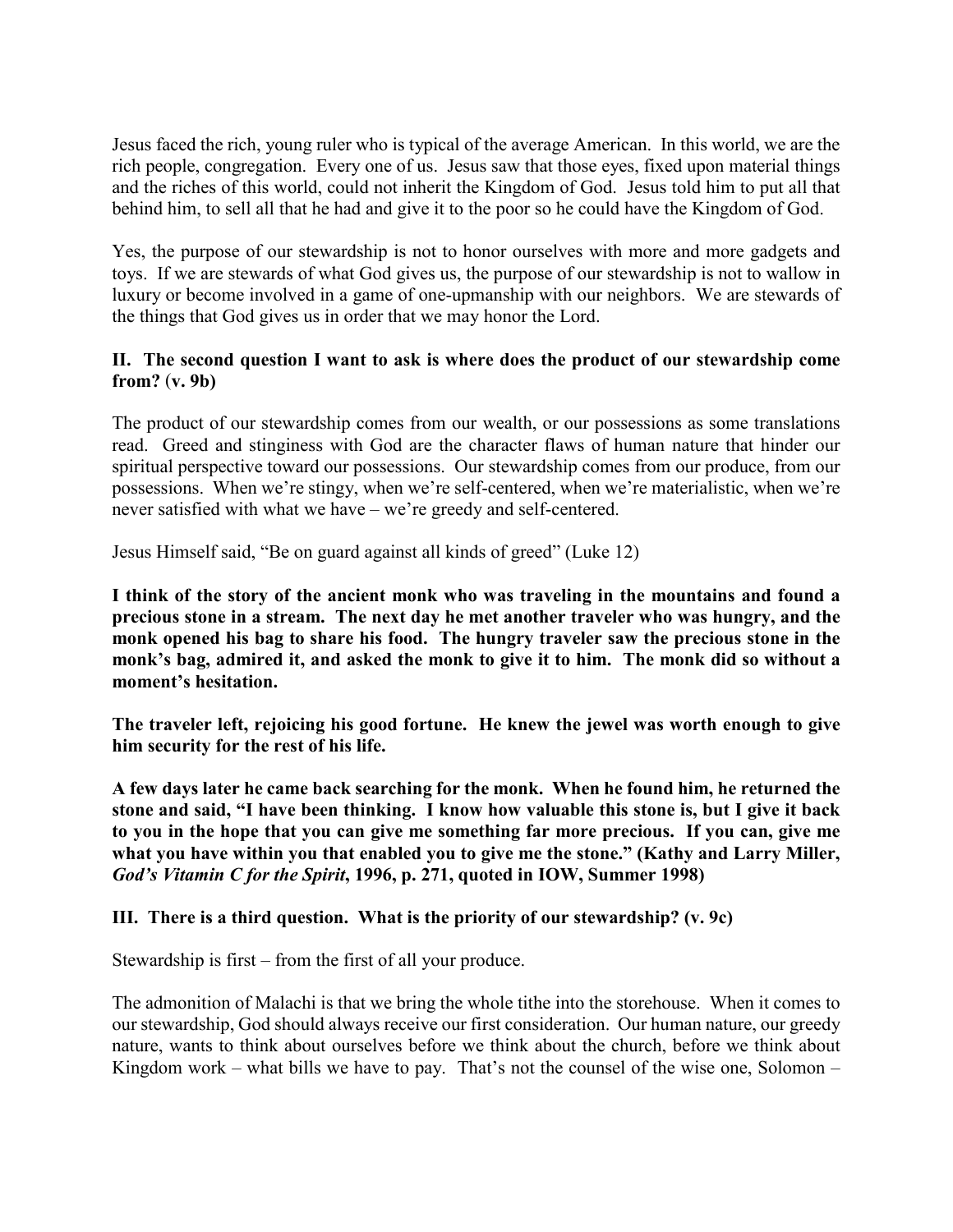Jesus faced the rich, young ruler who is typical of the average American. In this world, we are the rich people, congregation. Every one of us. Jesus saw that those eyes, fixed upon material things and the riches of this world, could not inherit the Kingdom of God. Jesus told him to put all that behind him, to sell all that he had and give it to the poor so he could have the Kingdom of God.

Yes, the purpose of our stewardship is not to honor ourselves with more and more gadgets and toys. If we are stewards of what God gives us, the purpose of our stewardship is not to wallow in luxury or become involved in a game of one-upmanship with our neighbors. We are stewards of the things that God gives us in order that we may honor the Lord.

**II. The second question I want to ask is where does the product of our stewardship come from? (v. 9b)**

The product of our stewardship comes from our wealth, or our possessions as some translations read. Greed and stinginess with God are the character flaws of human nature that hinder our spiritual perspective toward our possessions. Our stewardship comes from our produce, from our possessions. When we're stingy, when we're self-centered, when we're materialistic, when we're never satisfied with what we have – we're greedy and self-centered.

Jesus Himself said, "Be on guard against all kinds of greed" (Luke 12)

**I think of the story of the ancient monk who was traveling in the mountains and found a precious stone in a stream. The next day he met another traveler who was hungry, and the monk opened his bag to share his food. The hungry traveler saw the precious stone in the monk's bag, admired it, and asked the monk to give it to him. The monk did so without a moment's hesitation.**

**The traveler left, rejoicing his good fortune. He knew the jewel was worth enough to give him security for the rest of his life.**

**A few days later he came back searching for the monk. When he found him, he returned the stone and said, "I have been thinking. I know how valuable this stone is, but I give it back to you in the hope that you can give me something far more precious. If you can, give me what you have within you that enabled you to give me the stone." (Kathy and Larry Miller, *God's Vitamin C for the Spirit*, 1996, p. 271, quoted in IOW, Summer 1998)**

**III. There is a third question. What is the priority of our stewardship? (v. 9c)**

Stewardship is first – from the first of all your produce.

The admonition of Malachi is that we bring the whole tithe into the storehouse. When it comes to our stewardship, God should always receive our first consideration. Our human nature, our greedy nature, wants to think about ourselves before we think about the church, before we think about Kingdom work – what bills we have to pay. That's not the counsel of the wise one, Solomon –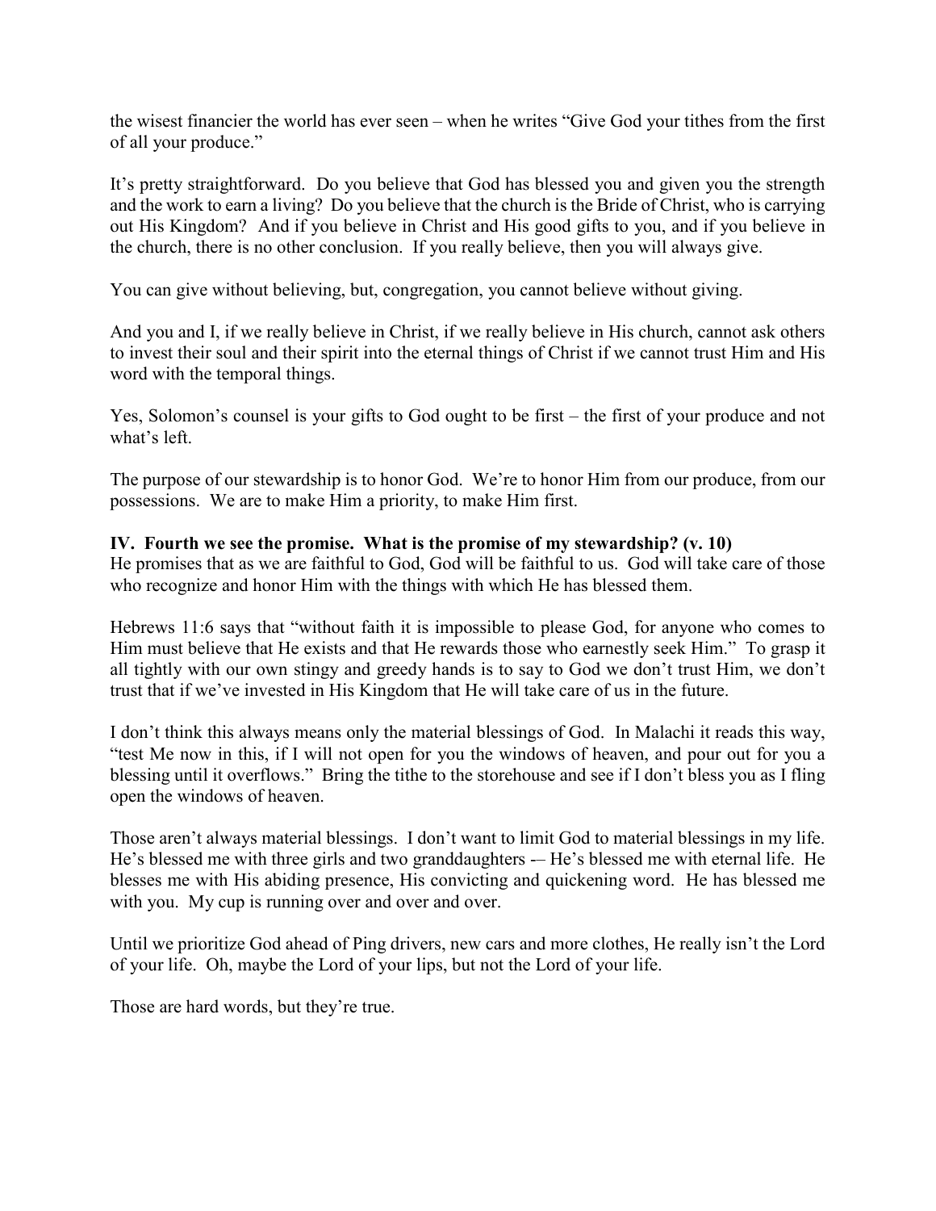the wisest financier the world has ever seen – when he writes "Give God your tithes from the first of all your produce."

It's pretty straightforward. Do you believe that God has blessed you and given you the strength and the work to earn a living? Do you believe that the church is the Bride of Christ, who is carrying out His Kingdom? And if you believe in Christ and His good gifts to you, and if you believe in the church, there is no other conclusion. If you really believe, then you will always give.

You can give without believing, but, congregation, you cannot believe without giving.

And you and I, if we really believe in Christ, if we really believe in His church, cannot ask others to invest their soul and their spirit into the eternal things of Christ if we cannot trust Him and His word with the temporal things.

Yes, Solomon's counsel is your gifts to God ought to be first – the first of your produce and not what's left.

The purpose of our stewardship is to honor God. We're to honor Him from our produce, from our possessions. We are to make Him a priority, to make Him first.

**IV. Fourth we see the promise. What is the promise of my stewardship? (v. 10)**

He promises that as we are faithful to God, God will be faithful to us. God will take care of those who recognize and honor Him with the things with which He has blessed them.

Hebrews 11:6 says that "without faith it is impossible to please God, for anyone who comes to Him must believe that He exists and that He rewards those who earnestly seek Him." To grasp it all tightly with our own stingy and greedy hands is to say to God we don't trust Him, we don't trust that if we've invested in His Kingdom that He will take care of us in the future.

I don't think this always means only the material blessings of God. In Malachi it reads this way, "test Me now in this, if I will not open for you the windows of heaven, and pour out for you a blessing until it overflows." Bring the tithe to the storehouse and see if I don't bless you as I fling open the windows of heaven.

Those aren't always material blessings. I don't want to limit God to material blessings in my life. He's blessed me with three girls and two granddaughters -– He's blessed me with eternal life. He blesses me with His abiding presence, His convicting and quickening word. He has blessed me with you. My cup is running over and over and over.

Until we prioritize God ahead of Ping drivers, new cars and more clothes, He really isn't the Lord of your life. Oh, maybe the Lord of your lips, but not the Lord of your life.

Those are hard words, but they're true.